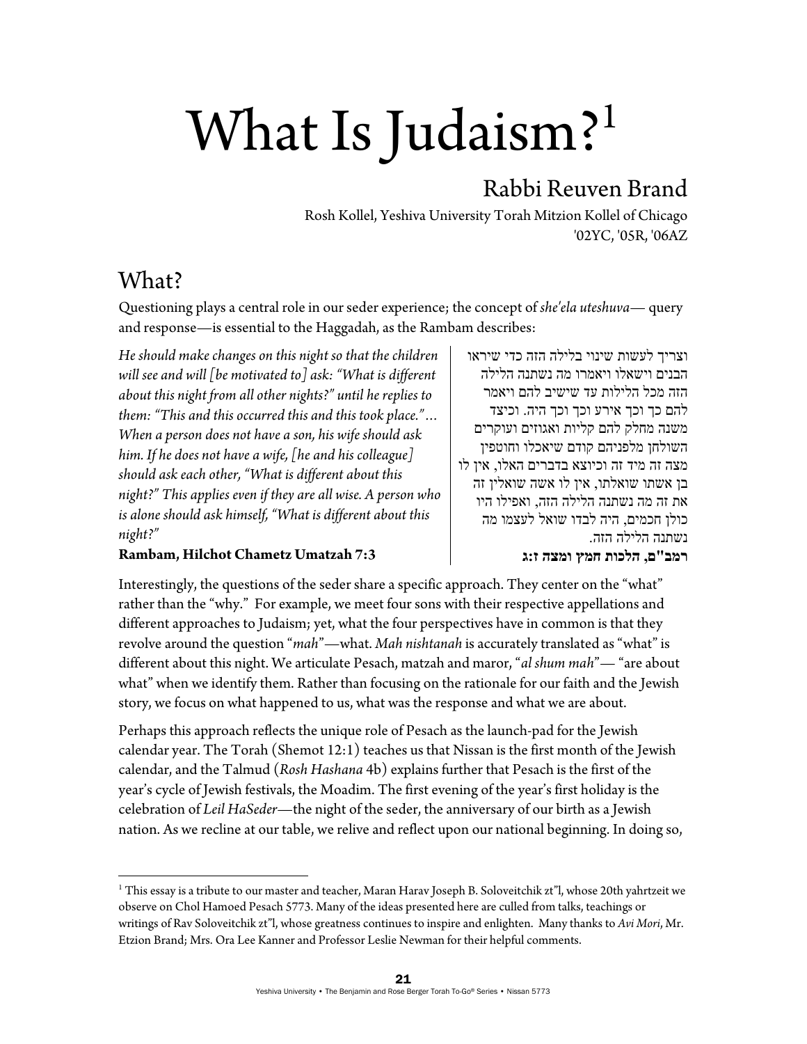# What Is Judaism?[1]

## Rabbi Reuven Brand

Rosh Kollel, Yeshiva University Torah Mitzion Kollel of Chicago
'02YC, '05R, '06AZ

## What?

Questioning plays a central role in our seder experience; the concept of *she'ela uteshuva*— query and response—is essential to the Haggadah, as the Rambam describes:

*He should make changes on this night so that the children will see and will [be motivated to] ask: "What is different about this night from all other nights?" until he replies to them: "This and this occurred this and this took place."… When a person does not have a son, his wife should ask him. If he does not have a wife, [he and his colleague] should ask each other, "What is different about this night?" This applies even if they are all wise. A person who is alone should ask himself, "What is different about this night?"*

**Rambam, Hilchot Chametz Umatzah 7:3**

וצריך לעשות שינוי בלילה הזה כדי שיראו הבנים וישאלו ויאמרו מה נשתנה הלילה הזה מכל הלילות עד שישיב להם ויאמר להם כך וכך אירע וכך וכך היה. וכיצד משנה מחלק להם קליות ואגוזים ועוקרים השולחן מלפניהם קודם שיאכלו וחוטפין מצה זה מיד זה וכיוצא בדברים האלו, אין לו בן אשתו שואלתו, אין לו אשה שואלין זה את זה מה נשתנה הלילה הזה, ואפילו היו כולן חכמים, היה לבדו שואל לעצמו מה נשתנה הלילה הזה.

**רמב"ם, הלכות חמץ ומצה ז:ג**

Interestingly, the questions of the seder share a specific approach. They center on the "what" rather than the "why." For example, we meet four sons with their respective appellations and different approaches to Judaism; yet, what the four perspectives have in common is that they revolve around the question "*mah*"—what. *Mah nishtanah* is accurately translated as "what" is different about this night. We articulate Pesach, matzah and maror, "*al shum mah*"— "are about what" when we identify them. Rather than focusing on the rationale for our faith and the Jewish story, we focus on what happened to us, what was the response and what we are about.

Perhaps this approach reflects the unique role of Pesach as the launch-pad for the Jewish calendar year. The Torah (Shemot 12:1) teaches us that Nissan is the first month of the Jewish calendar, and the Talmud (*Rosh Hashana* 4b) explains further that Pesach is the first of the year's cycle of Jewish festivals, the Moadim. The first evening of the year's first holiday is the celebration of *Leil HaSeder*—the night of the seder, the anniversary of our birth as a Jewish nation. As we recline at our table, we relive and reflect upon our national beginning. In doing so,

---

[1] This essay is a tribute to our master and teacher, Maran Harav Joseph B. Soloveitchik zt"l, whose 20th yahrtzeit we observe on Chol Hamoed Pesach 5773. Many of the ideas presented here are culled from talks, teachings or writings of Rav Soloveitchik zt"l, whose greatness continues to inspire and enlighten. Many thanks to *Avi Mori*, Mr. Etzion Brand; Mrs. Ora Lee Kanner and Professor Leslie Newman for their helpful comments.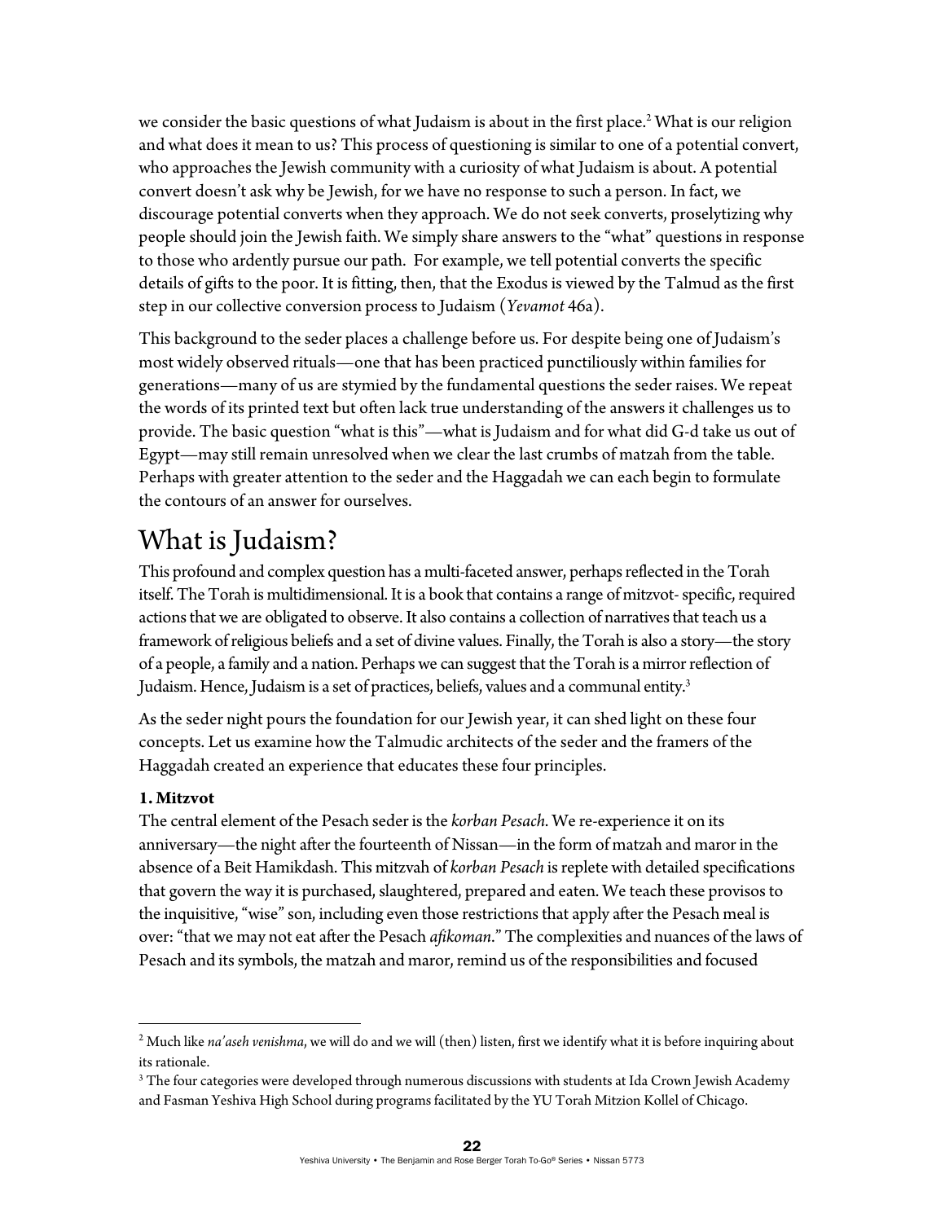we consider the basic questions of what Judaism is about in the first place.[2] What is our religion and what does it mean to us? This process of questioning is similar to one of a potential convert, who approaches the Jewish community with a curiosity of what Judaism is about. A potential convert doesn't ask why be Jewish, for we have no response to such a person. In fact, we discourage potential converts when they approach. We do not seek converts, proselytizing why people should join the Jewish faith. We simply share answers to the "what" questions in response to those who ardently pursue our path. For example, we tell potential converts the specific details of gifts to the poor. It is fitting, then, that the Exodus is viewed by the Talmud as the first step in our collective conversion process to Judaism (*Yevamot* 46a).

This background to the seder places a challenge before us. For despite being one of Judaism's most widely observed rituals—one that has been practiced punctiliously within families for generations—many of us are stymied by the fundamental questions the seder raises. We repeat the words of its printed text but often lack true understanding of the answers it challenges us to provide. The basic question "what is this"—what is Judaism and for what did G-d take us out of Egypt—may still remain unresolved when we clear the last crumbs of matzah from the table. Perhaps with greater attention to the seder and the Haggadah we can each begin to formulate the contours of an answer for ourselves.

## What is Judaism?

This profound and complex question has a multi-faceted answer, perhaps reflected in the Torah itself. The Torah is multidimensional. It is a book that contains a range of mitzvot- specific, required actions that we are obligated to observe. It also contains a collection of narratives that teach us a framework of religious beliefs and a set of divine values. Finally, the Torah is also a story—the story of a people, a family and a nation. Perhaps we can suggest that the Torah is a mirror reflection of Judaism. Hence, Judaism is a set of practices, beliefs, values and a communal entity.[3]

As the seder night pours the foundation for our Jewish year, it can shed light on these four concepts. Let us examine how the Talmudic architects of the seder and the framers of the Haggadah created an experience that educates these four principles.

**1. Mitzvot**

The central element of the Pesach seder is the *korban Pesach*. We re-experience it on its anniversary—the night after the fourteenth of Nissan—in the form of matzah and maror in the absence of a Beit Hamikdash. This mitzvah of *korban Pesach* is replete with detailed specifications that govern the way it is purchased, slaughtered, prepared and eaten. We teach these provisos to the inquisitive, "wise" son, including even those restrictions that apply after the Pesach meal is over: "that we may not eat after the Pesach *afikoman*." The complexities and nuances of the laws of Pesach and its symbols, the matzah and maror, remind us of the responsibilities and focused

---

[2] Much like *na'aseh venishma*, we will do and we will (then) listen, first we identify what it is before inquiring about its rationale.

[3] The four categories were developed through numerous discussions with students at Ida Crown Jewish Academy and Fasman Yeshiva High School during programs facilitated by the YU Torah Mitzion Kollel of Chicago.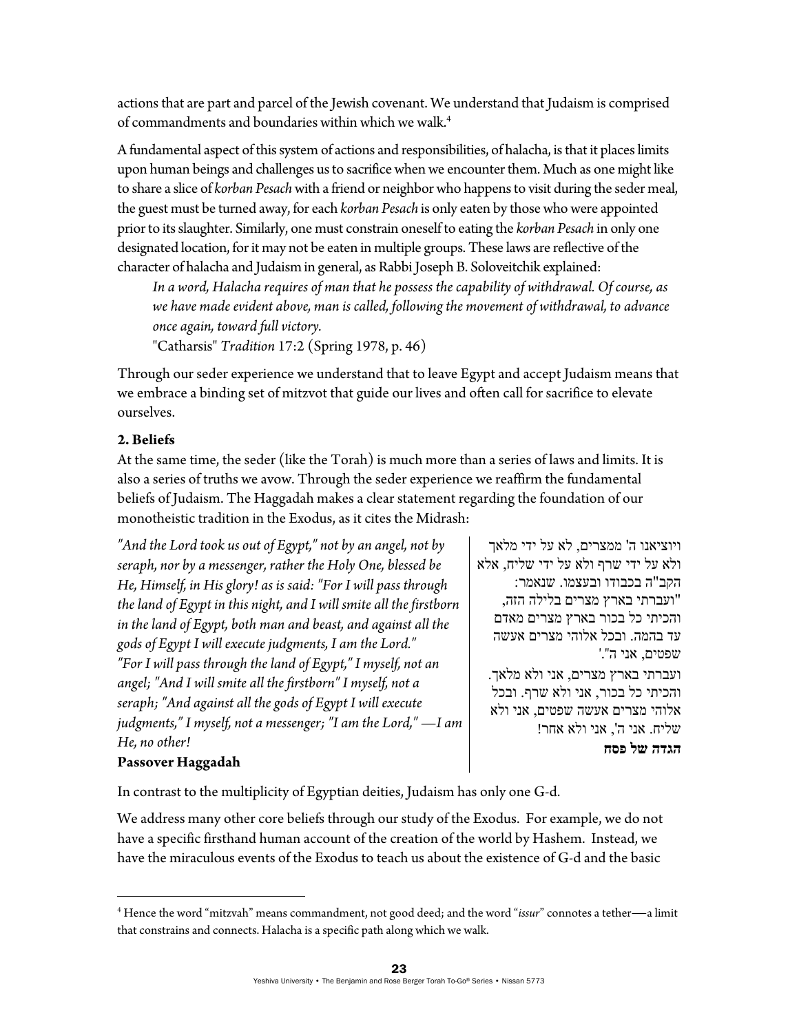actions that are part and parcel of the Jewish covenant. We understand that Judaism is comprised of commandments and boundaries within which we walk.[4]

A fundamental aspect of this system of actions and responsibilities, of halacha, is that it places limits upon human beings and challenges us to sacrifice when we encounter them. Much as one might like to share a slice of *korban Pesach* with a friend or neighbor who happens to visit during the seder meal, the guest must be turned away, for each *korban Pesach* is only eaten by those who were appointed prior to its slaughter. Similarly, one must constrain oneself to eating the *korban Pesach* in only one designated location, for it may not be eaten in multiple groups. These laws are reflective of the character of halacha and Judaism in general, as Rabbi Joseph B. Soloveitchik explained:

> *In a word, Halacha requires of man that he possess the capability of withdrawal. Of course, as we have made evident above, man is called, following the movement of withdrawal, to advance once again, toward full victory.*
>
> "Catharsis" *Tradition* 17:2 (Spring 1978, p. 46)

Through our seder experience we understand that to leave Egypt and accept Judaism means that we embrace a binding set of mitzvot that guide our lives and often call for sacrifice to elevate ourselves.

**2. Beliefs**

At the same time, the seder (like the Torah) is much more than a series of laws and limits. It is also a series of truths we avow. Through the seder experience we reaffirm the fundamental beliefs of Judaism. The Haggadah makes a clear statement regarding the foundation of our monotheistic tradition in the Exodus, as it cites the Midrash:

*"And the Lord took us out of Egypt," not by an angel, not by seraph, nor by a messenger, rather the Holy One, blessed be He, Himself, in His glory! as is said: "For I will pass through the land of Egypt in this night, and I will smite all the firstborn in the land of Egypt, both man and beast, and against all the gods of Egypt I will execute judgments, I am the Lord." "For I will pass through the land of Egypt," I myself, not an angel; "And I will smite all the firstborn" I myself, not a seraph; "And against all the gods of Egypt I will execute judgments," I myself, not a messenger; "I am the Lord," —I am He, no other!*

**Passover Haggadah**

ויוציאנו ה' ממצרים, לא על ידי מלאך ולא על ידי שרף ולא על ידי שליח, אלא הקב"ה בכבודו ובעצמו. שנאמר: "ועברתי בארץ מצרים בלילה הזה, והכיתי כל בכור בארץ מצרים מאדם עד בהמה. ובכל אלוהי מצרים אעשה שפטים, אני ה'".
ועברתי בארץ מצרים, אני ולא מלאך. והכיתי כל בכור, אני ולא שרף. ובכל אלוהי מצרים אעשה שפטים, אני ולא שליח. אני ה', אני ולא אחר!

**הגדה של פסח**

In contrast to the multiplicity of Egyptian deities, Judaism has only one G-d.

We address many other core beliefs through our study of the Exodus. For example, we do not have a specific firsthand human account of the creation of the world by Hashem. Instead, we have the miraculous events of the Exodus to teach us about the existence of G-d and the basic

---

[4] Hence the word "mitzvah" means commandment, not good deed; and the word "*issur*" connotes a tether—a limit that constrains and connects. Halacha is a specific path along which we walk.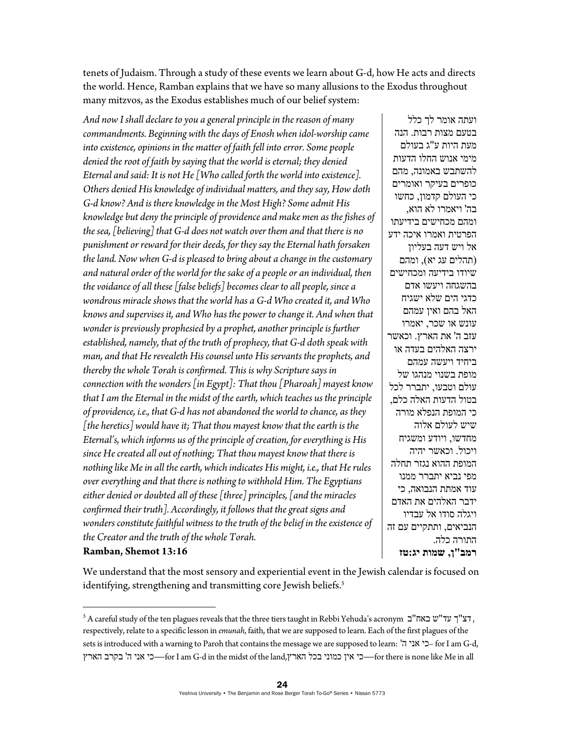tenets of Judaism. Through a study of these events we learn about G-d, how He acts and directs the world. Hence, Ramban explains that we have so many allusions to the Exodus throughout many mitzvos, as the Exodus establishes much of our belief system:

*And now I shall declare to you a general principle in the reason of many commandments. Beginning with the days of Enosh when idol-worship came into existence, opinions in the matter of faith fell into error. Some people denied the root of faith by saying that the world is eternal; they denied Eternal and said: It is not He [Who called forth the world into existence]. Others denied His knowledge of individual matters, and they say, How doth G-d know? And is there knowledge in the Most High? Some admit His knowledge but deny the principle of providence and make men as the fishes of the sea, [believing] that G-d does not watch over them and that there is no punishment or reward for their deeds, for they say the Eternal hath forsaken the land. Now when G-d is pleased to bring about a change in the customary and natural order of the world for the sake of a people or an individual, then the voidance of all these [false beliefs] becomes clear to all people, since a wondrous miracle shows that the world has a G-d Who created it, and Who knows and supervises it, and Who has the power to change it. And when that wonder is previously prophesied by a prophet, another principle is further established, namely, that of the truth of prophecy, that G-d doth speak with man, and that He revealeth His counsel unto His servants the prophets, and thereby the whole Torah is confirmed. This is why Scripture says in connection with the wonders [in Egypt]: That thou [Pharoah] mayest know that I am the Eternal in the midst of the earth, which teaches us the principle of providence, i.e., that G-d has not abandoned the world to chance, as they [the heretics] would have it; That thou mayest know that the earth is the Eternal's, which informs us of the principle of creation, for everything is His since He created all out of nothing; That thou mayest know that there is nothing like Me in all the earth, which indicates His might, i.e., that He rules over everything and that there is nothing to withhold Him. The Egyptians either denied or doubted all of these [three] principles, [and the miracles confirmed their truth]. Accordingly, it follows that the great signs and wonders constitute faithful witness to the truth of the belief in the existence of the Creator and the truth of the whole Torah.*

**Ramban, Shemot 13:16**

ועתה אומר לך כלל בטעם מצות רבות. הנה מעת היות ע"ג בעולם מימי אנוש החלו הדעות להשתבש באמונה, מהם כופרים בעיקר ואומרים כי העולם קדמון, כחשו בה' ויאמרו לא הוא, ומהם מכחישים בידיעתו הפרטית ואמרו איכה ידע אל ויש דעה בעליון (תהלים עג יא), ומהם שיודו בידיעה ומכחישים בהשגחה ויעשו אדם כדגי הים שלא ישגיח האל בהם ואין עמהם עונש או שכר, יאמרו עזב ה' את הארץ. וכאשר ירצה האלהים בעדה או ביחיד ויעשה עמהם מופת בשנוי מנהגו של עולם וטבעו, יתברר לכל בטול הדעות האלה כלם, כי המופת הנפלא מורה שיש לעולם אלוה מחדשו, ויודע ומשגיח ויכול. וכאשר יהיה המופת ההוא נגזר תחלה מפי נביא יתברר ממנו עוד אמתת הנבואה, כי ידבר האלהים את האדם ויגלה סודו אל עבדיו הנביאים, ותתקיים עם זה התורה כלה.

**רמב"ן, שמות יג:טז**

We understand that the most sensory and experiential event in the Jewish calendar is focused on identifying, strengthening and transmitting core Jewish beliefs.[5]

---

[5] A careful study of the ten plagues reveals that the three tiers taught in Rebbi Yehuda's acronym דצ"ך עד"ש באח"ב, respectively, relate to a specific lesson in *emunah*, faith, that we are supposed to learn. Each of the first plagues of the sets is introduced with a warning to Paroh that contains the message we are supposed to learn: כי אני ה' – for I am G-d, כי אני ה' בקרב הארץ—for I am G-d in the midst of the land, כי אין כמוני בכל הארץ—for there is none like Me in all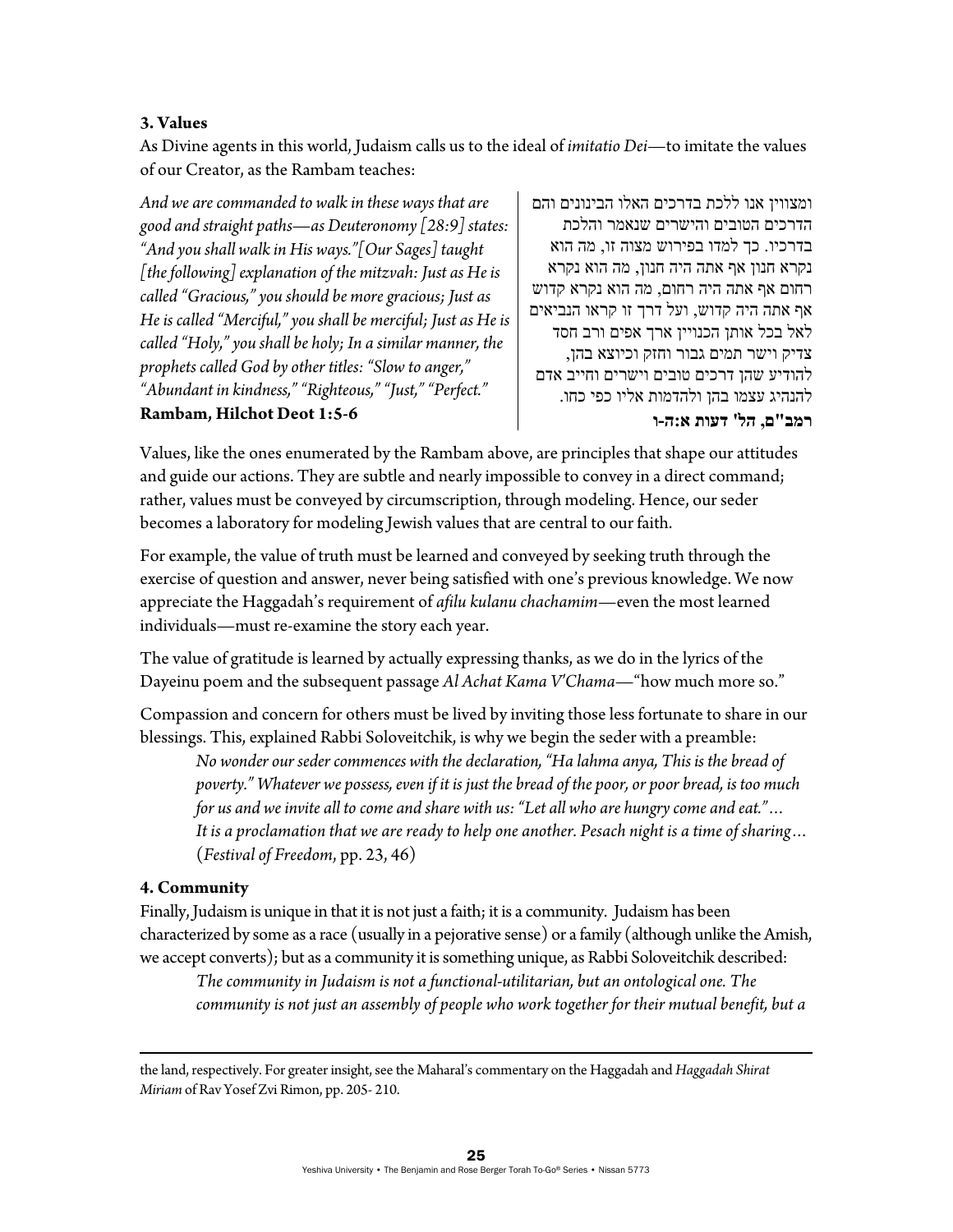**3. Values**

As Divine agents in this world, Judaism calls us to the ideal of *imitatio Dei*—to imitate the values of our Creator, as the Rambam teaches:

*And we are commanded to walk in these ways that are good and straight paths—as Deuteronomy [28:9] states: "And you shall walk in His ways."[Our Sages] taught [the following] explanation of the mitzvah: Just as He is called "Gracious," you should be more gracious; Just as He is called "Merciful," you shall be merciful; Just as He is called "Holy," you shall be holy; In a similar manner, the prophets called God by other titles: "Slow to anger," "Abundant in kindness," "Righteous," "Just," "Perfect."*

**Rambam, Hilchot Deot 1:5-6**

ומצווין אנו ללכת בדרכים האלו הבינונים והם הדרכים הטובים והישרים שנאמר והלכת בדרכיו. כך למדו בפירוש מצוה זו, מה הוא נקרא חנון אף אתה היה חנון, מה הוא נקרא רחום אף אתה היה רחום, מה הוא נקרא קדוש אף אתה היה קדוש, ועל דרך זו קראו הנביאים לאל בכל אותן הכנויין ארך אפים ורב חסד צדיק וישר תמים גבור וחזק וכיוצא בהן, להודיע שהן דרכים טובים וישרים וחייב אדם להנהיג עצמו בהן ולהדמות אליו כפי כחו.

**רמב"ם, הל' דעות א:ה-ו**

Values, like the ones enumerated by the Rambam above, are principles that shape our attitudes and guide our actions. They are subtle and nearly impossible to convey in a direct command; rather, values must be conveyed by circumscription, through modeling. Hence, our seder becomes a laboratory for modeling Jewish values that are central to our faith.

For example, the value of truth must be learned and conveyed by seeking truth through the exercise of question and answer, never being satisfied with one's previous knowledge. We now appreciate the Haggadah's requirement of *afilu kulanu chachamim*—even the most learned individuals—must re-examine the story each year.

The value of gratitude is learned by actually expressing thanks, as we do in the lyrics of the Dayeinu poem and the subsequent passage *Al Achat Kama V'Chama*—"how much more so."

Compassion and concern for others must be lived by inviting those less fortunate to share in our blessings. This, explained Rabbi Soloveitchik, is why we begin the seder with a preamble:

> *No wonder our seder commences with the declaration, "Ha lahma anya, This is the bread of poverty." Whatever we possess, even if it is just the bread of the poor, or poor bread, is too much for us and we invite all to come and share with us: "Let all who are hungry come and eat."… It is a proclamation that we are ready to help one another. Pesach night is a time of sharing…* (*Festival of Freedom*, pp. 23, 46)

**4. Community**

Finally, Judaism is unique in that it is not just a faith; it is a community. Judaism has been characterized by some as a race (usually in a pejorative sense) or a family (although unlike the Amish, we accept converts); but as a community it is something unique, as Rabbi Soloveitchik described:

> *The community in Judaism is not a functional-utilitarian, but an ontological one. The community is not just an assembly of people who work together for their mutual benefit, but a*

---

the land, respectively. For greater insight, see the Maharal's commentary on the Haggadah and *Haggadah Shirat Miriam* of Rav Yosef Zvi Rimon, pp. 205- 210.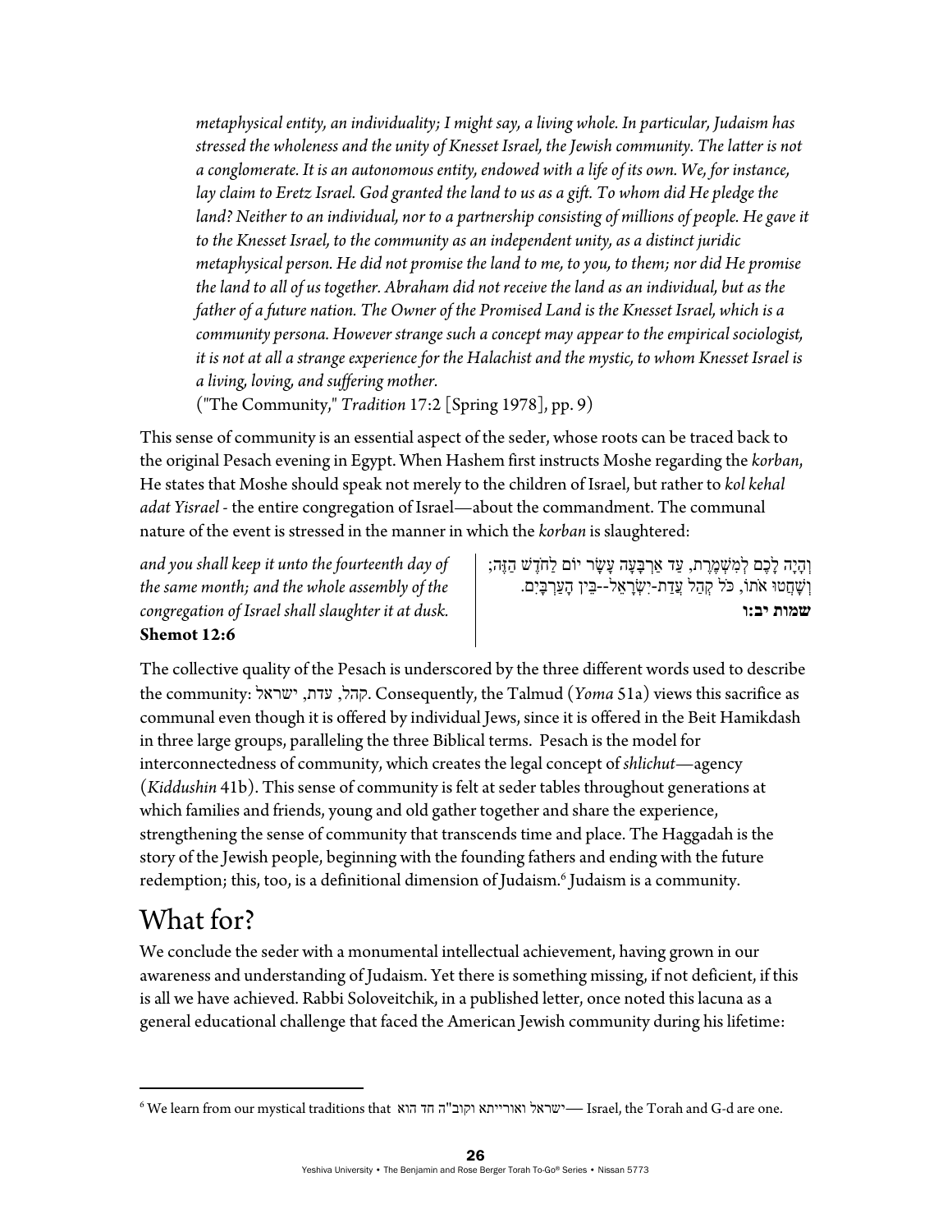*metaphysical entity, an individuality; I might say, a living whole. In particular, Judaism has stressed the wholeness and the unity of Knesset Israel, the Jewish community. The latter is not a conglomerate. It is an autonomous entity, endowed with a life of its own. We, for instance, lay claim to Eretz Israel. God granted the land to us as a gift. To whom did He pledge the land? Neither to an individual, nor to a partnership consisting of millions of people. He gave it to the Knesset Israel, to the community as an independent unity, as a distinct juridic metaphysical person. He did not promise the land to me, to you, to them; nor did He promise the land to all of us together. Abraham did not receive the land as an individual, but as the father of a future nation. The Owner of the Promised Land is the Knesset Israel, which is a community persona. However strange such a concept may appear to the empirical sociologist, it is not at all a strange experience for the Halachist and the mystic, to whom Knesset Israel is a living, loving, and suffering mother.*
("The Community," *Tradition* 17:2 [Spring 1978], pp. 9)

This sense of community is an essential aspect of the seder, whose roots can be traced back to the original Pesach evening in Egypt. When Hashem first instructs Moshe regarding the *korban*, He states that Moshe should speak not merely to the children of Israel, but rather to *kol kehal adat Yisrael* - the entire congregation of Israel—about the commandment. The communal nature of the event is stressed in the manner in which the *korban* is slaughtered:

*and you shall keep it unto the fourteenth day of the same month; and the whole assembly of the congregation of Israel shall slaughter it at dusk.*
**Shemot 12:6**

וְהָיָה לָכֶם לְמִשְׁמֶרֶת, עַד אַרְבָּעָה עָשָׂר יוֹם לַחֹדֶשׁ הַזֶּה; וְשָׁחֲטוּ אֹתוֹ, כֹּל קְהַל עֲדַת-יִשְׂרָאֵל--בֵּין הָעַרְבָּיִם.
**שמות יב:ו**

The collective quality of the Pesach is underscored by the three different words used to describe the community: קהל, עדת, ישראל. Consequently, the Talmud (*Yoma* 51a) views this sacrifice as communal even though it is offered by individual Jews, since it is offered in the Beit Hamikdash in three large groups, paralleling the three Biblical terms. Pesach is the model for interconnectedness of community, which creates the legal concept of *shlichut*—agency (*Kiddushin* 41b). This sense of community is felt at seder tables throughout generations at which families and friends, young and old gather together and share the experience, strengthening the sense of community that transcends time and place. The Haggadah is the story of the Jewish people, beginning with the founding fathers and ending with the future redemption; this, too, is a definitional dimension of Judaism.[6] Judaism is a community.

# What for?

We conclude the seder with a monumental intellectual achievement, having grown in our awareness and understanding of Judaism. Yet there is something missing, if not deficient, if this is all we have achieved. Rabbi Soloveitchik, in a published letter, once noted this lacuna as a general educational challenge that faced the American Jewish community during his lifetime:

[6] We learn from our mystical traditions that ישראל ואורייתא וקוב"ה חד הוא— Israel, the Torah and G-d are one.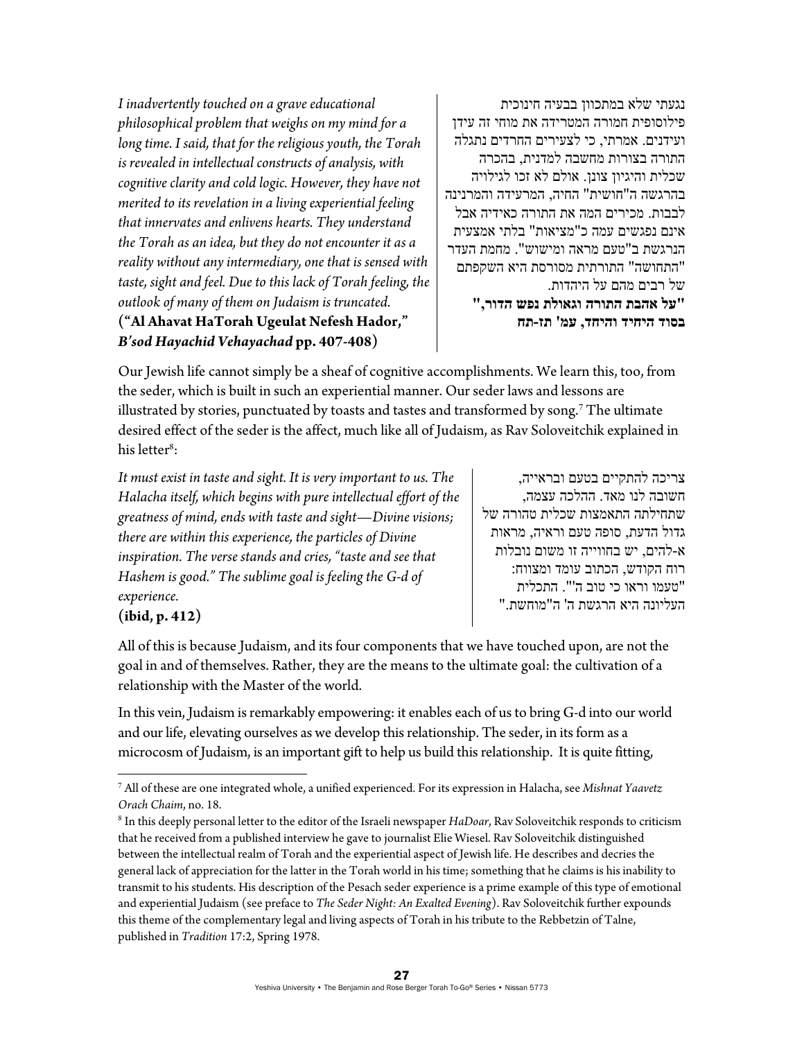*I inadvertently touched on a grave educational philosophical problem that weighs on my mind for a long time. I said, that for the religious youth, the Torah is revealed in intellectual constructs of analysis, with cognitive clarity and cold logic. However, they have not merited to its revelation in a living experiential feeling that innervates and enlivens hearts. They understand the Torah as an idea, but they do not encounter it as a reality without any intermediary, one that is sensed with taste, sight and feel. Due to this lack of Torah feeling, the outlook of many of them on Judaism is truncated.*
**("Al Ahavat HaTorah Ugeulat Nefesh Hador," *B'sod Hayachid Vehayachad* pp. 407-408)**

נגעתי שלא במתכוון בבעיה חינוכית פילוסופית חמורה המטרידה את מוחי זה עידן ועידנים. אמרתי, כי לצעירים החרדים נתגלה התורה בצורות מחשבה למדנית, בהכרה שכלית והיגיון צונן. אולם לא זכו לגילויה בהרגשה ה"חושית" החיה, המרעידה והמרנינה לבבות. מכירים המה את התורה כאידיה אבל אינם נפגשים עמה כ"מציאות" בלתי אמצעית הנרגשת ב"טעם מראה ומישוש". מחמת העדר "התחושה" התורתית מסורסת היא השקפתם של רבים מהם על היהדות.
**"על אהבת התורה וגאולת נפש הדור," בסוד היחיד והיחד, עמ' תז-תח**

Our Jewish life cannot simply be a sheaf of cognitive accomplishments. We learn this, too, from the seder, which is built in such an experiential manner. Our seder laws and lessons are illustrated by stories, punctuated by toasts and tastes and transformed by song.[7] The ultimate desired effect of the seder is the affect, much like all of Judaism, as Rav Soloveitchik explained in his letter[8]:

*It must exist in taste and sight. It is very important to us. The Halacha itself, which begins with pure intellectual effort of the greatness of mind, ends with taste and sight—Divine visions; there are within this experience, the particles of Divine inspiration. The verse stands and cries, "taste and see that Hashem is good." The sublime goal is feeling the G-d of experience.*
**(ibid, p. 412)**

צריכה להתקיים בטעם ובראייה, חשובה לנו מאד. ההלכה עצמה, שתחילתה התאמצות שכלית טהורה של גדול הדעת, סופה טעם וראיה, מראות א-להים, יש בחווייה זו משום נובלות רוח הקודש, הכתוב עומד ומצווח: "טעמו וראו כי טוב ה'". התכלית העליונה היא הרגשת ה' ה"מוחשת."

All of this is because Judaism, and its four components that we have touched upon, are not the goal in and of themselves. Rather, they are the means to the ultimate goal: the cultivation of a relationship with the Master of the world.

In this vein, Judaism is remarkably empowering: it enables each of us to bring G-d into our world and our life, elevating ourselves as we develop this relationship. The seder, in its form as a microcosm of Judaism, is an important gift to help us build this relationship. It is quite fitting,

---

[7] All of these are one integrated whole, a unified experienced. For its expression in Halacha, see *Mishnat Yaavetz Orach Chaim*, no. 18.

[8] In this deeply personal letter to the editor of the Israeli newspaper *HaDoar*, Rav Soloveitchik responds to criticism that he received from a published interview he gave to journalist Elie Wiesel. Rav Soloveitchik distinguished between the intellectual realm of Torah and the experiential aspect of Jewish life. He describes and decries the general lack of appreciation for the latter in the Torah world in his time; something that he claims is his inability to transmit to his students. His description of the Pesach seder experience is a prime example of this type of emotional and experiential Judaism (see preface to *The Seder Night: An Exalted Evening*). Rav Soloveitchik further expounds this theme of the complementary legal and living aspects of Torah in his tribute to the Rebbetzin of Talne, published in *Tradition* 17:2, Spring 1978.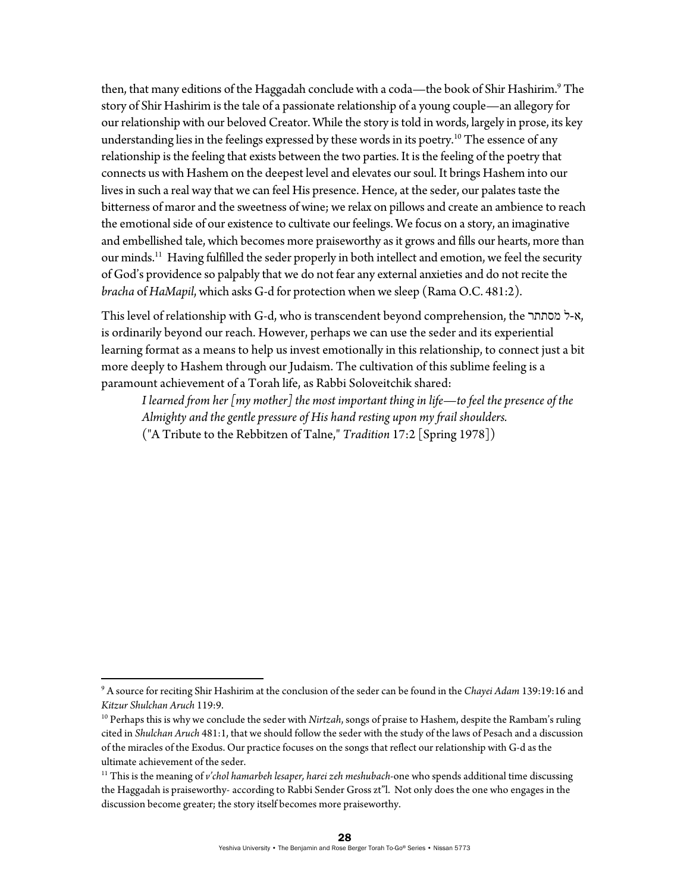then, that many editions of the Haggadah conclude with a coda—the book of Shir Hashirim.[9] The story of Shir Hashirim is the tale of a passionate relationship of a young couple—an allegory for our relationship with our beloved Creator. While the story is told in words, largely in prose, its key understanding lies in the feelings expressed by these words in its poetry.[10] The essence of any relationship is the feeling that exists between the two parties. It is the feeling of the poetry that connects us with Hashem on the deepest level and elevates our soul. It brings Hashem into our lives in such a real way that we can feel His presence. Hence, at the seder, our palates taste the bitterness of maror and the sweetness of wine; we relax on pillows and create an ambience to reach the emotional side of our existence to cultivate our feelings. We focus on a story, an imaginative and embellished tale, which becomes more praiseworthy as it grows and fills our hearts, more than our minds.[11] Having fulfilled the seder properly in both intellect and emotion, we feel the security of God's providence so palpably that we do not fear any external anxieties and do not recite the *bracha* of *HaMapil*, which asks G-d for protection when we sleep (Rama O.C. 481:2).

This level of relationship with G-d, who is transcendent beyond comprehension, the א-ל מסתתר, is ordinarily beyond our reach. However, perhaps we can use the seder and its experiential learning format as a means to help us invest emotionally in this relationship, to connect just a bit more deeply to Hashem through our Judaism. The cultivation of this sublime feeling is a paramount achievement of a Torah life, as Rabbi Soloveitchik shared:

> *I learned from her [my mother] the most important thing in life—to feel the presence of the Almighty and the gentle pressure of His hand resting upon my frail shoulders.*
> ("A Tribute to the Rebbitzen of Talne," *Tradition* 17:2 [Spring 1978])

---

[9] A source for reciting Shir Hashirim at the conclusion of the seder can be found in the *Chayei Adam* 139:19:16 and *Kitzur Shulchan Aruch* 119:9.

[10] Perhaps this is why we conclude the seder with *Nirtzah*, songs of praise to Hashem, despite the Rambam's ruling cited in *Shulchan Aruch* 481:1, that we should follow the seder with the study of the laws of Pesach and a discussion of the miracles of the Exodus. Our practice focuses on the songs that reflect our relationship with G-d as the ultimate achievement of the seder.

[11] This is the meaning of *v'chol hamarbeh lesaper, harei zeh meshubach*-one who spends additional time discussing the Haggadah is praiseworthy- according to Rabbi Sender Gross zt"l. Not only does the one who engages in the discussion become greater; the story itself becomes more praiseworthy.